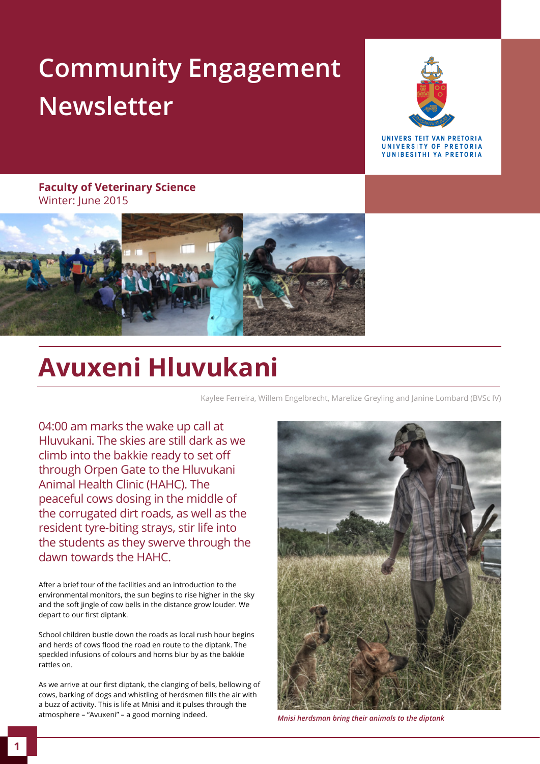# Community Engagement Newsletter

UNIVERSITEIT VAN PRETORIA
UNIVERSITY OF PRETORIA
YUNIBESITHI YA PRETORIA

**Faculty of Veterinary Science**
Winter: June 2015

## Avuxeni Hluvukani

Kaylee Ferreira, Willem Engelbrecht, Marelize Greyling and Janine Lombard (BVSc IV)

04:00 am marks the wake up call at Hluvukani. The skies are still dark as we climb into the bakkie ready to set off through Orpen Gate to the Hluvukani Animal Health Clinic (HAHC). The peaceful cows dosing in the middle of the corrugated dirt roads, as well as the resident tyre-biting strays, stir life into the students as they swerve through the dawn towards the HAHC.

After a brief tour of the facilities and an introduction to the environmental monitors, the sun begins to rise higher in the sky and the soft jingle of cow bells in the distance grow louder. We depart to our first diptank.

School children bustle down the roads as local rush hour begins and herds of cows flood the road en route to the diptank. The speckled infusions of colours and horns blur by as the bakkie rattles on.

As we arrive at our first diptank, the clanging of bells, bellowing of cows, barking of dogs and whistling of herdsmen fills the air with a buzz of activity. This is life at Mnisi and it pulses through the atmosphere – "Avuxeni" – a good morning indeed.

*Mnisi herdsman bring their animals to the diptank*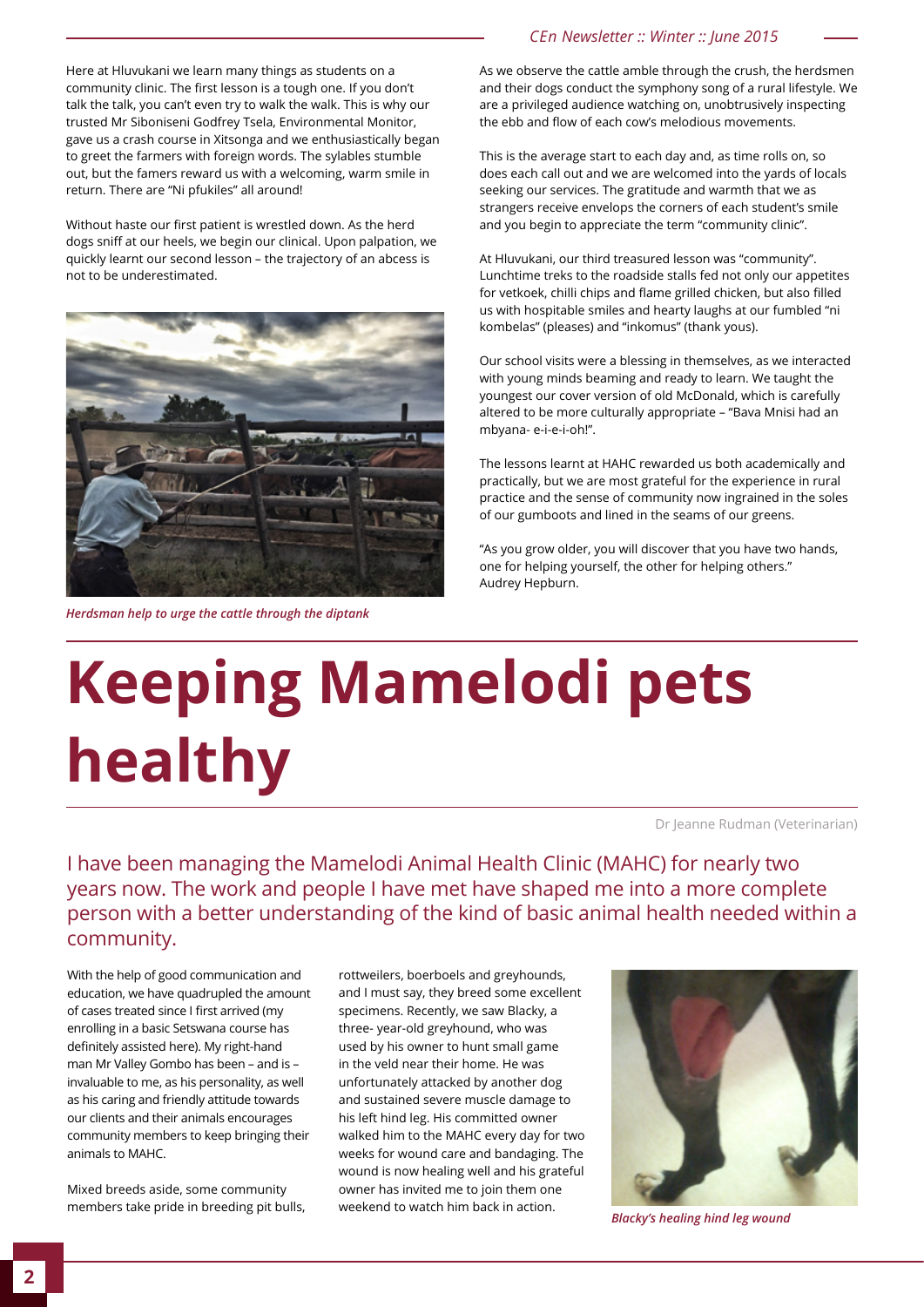Here at Hluvukani we learn many things as students on a community clinic. The first lesson is a tough one. If you don't talk the talk, you can't even try to walk the walk. This is why our trusted Mr Siboniseni Godfrey Tsela, Environmental Monitor, gave us a crash course in Xitsonga and we enthusiastically began to greet the farmers with foreign words. The sylables stumble out, but the famers reward us with a welcoming, warm smile in return. There are "Ni pfukiles" all around!

Without haste our first patient is wrestled down. As the herd dogs sniff at our heels, we begin our clinical. Upon palpation, we quickly learnt our second lesson – the trajectory of an abcess is not to be underestimated.

*Herdsman help to urge the cattle through the diptank*

As we observe the cattle amble through the crush, the herdsmen and their dogs conduct the symphony song of a rural lifestyle. We are a privileged audience watching on, unobtrusively inspecting the ebb and flow of each cow's melodious movements.

This is the average start to each day and, as time rolls on, so does each call out and we are welcomed into the yards of locals seeking our services. The gratitude and warmth that we as strangers receive envelops the corners of each student's smile and you begin to appreciate the term "community clinic".

At Hluvukani, our third treasured lesson was "community". Lunchtime treks to the roadside stalls fed not only our appetites for vetkoek, chilli chips and flame grilled chicken, but also filled us with hospitable smiles and hearty laughs at our fumbled "ni kombelas" (pleases) and "inkomus" (thank yous).

Our school visits were a blessing in themselves, as we interacted with young minds beaming and ready to learn. We taught the youngest our cover version of old McDonald, which is carefully altered to be more culturally appropriate – "Bava Mnisi had an mbyana- e-i-e-i-oh!".

The lessons learnt at HAHC rewarded us both academically and practically, but we are most grateful for the experience in rural practice and the sense of community now ingrained in the soles of our gumboots and lined in the seams of our greens.

"As you grow older, you will discover that you have two hands, one for helping yourself, the other for helping others." Audrey Hepburn.

# Keeping Mamelodi pets healthy

Dr Jeanne Rudman (Veterinarian)

I have been managing the Mamelodi Animal Health Clinic (MAHC) for nearly two years now. The work and people I have met have shaped me into a more complete person with a better understanding of the kind of basic animal health needed within a community.

With the help of good communication and education, we have quadrupled the amount of cases treated since I first arrived (my enrolling in a basic Setswana course has definitely assisted here). My right-hand man Mr Valley Gombo has been – and is – invaluable to me, as his personality, as well as his caring and friendly attitude towards our clients and their animals encourages community members to keep bringing their animals to MAHC.

Mixed breeds aside, some community members take pride in breeding pit bulls, rottweilers, boerboels and greyhounds, and I must say, they breed some excellent specimens. Recently, we saw Blacky, a three- year-old greyhound, who was used by his owner to hunt small game in the veld near their home. He was unfortunately attacked by another dog and sustained severe muscle damage to his left hind leg. His committed owner walked him to the MAHC every day for two weeks for wound care and bandaging. The wound is now healing well and his grateful owner has invited me to join them one weekend to watch him back in action.

*Blacky's healing hind leg wound*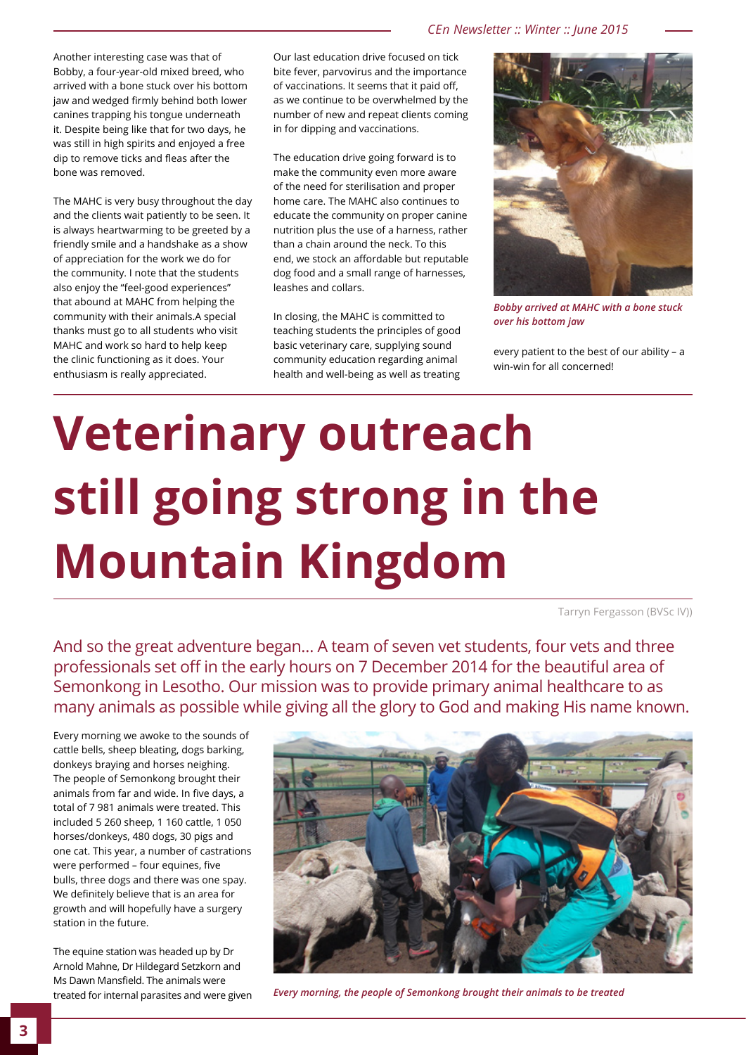Another interesting case was that of Bobby, a four-year-old mixed breed, who arrived with a bone stuck over his bottom jaw and wedged firmly behind both lower canines trapping his tongue underneath it. Despite being like that for two days, he was still in high spirits and enjoyed a free dip to remove ticks and fleas after the bone was removed.

The MAHC is very busy throughout the day and the clients wait patiently to be seen. It is always heartwarming to be greeted by a friendly smile and a handshake as a show of appreciation for the work we do for the community. I note that the students also enjoy the "feel-good experiences" that abound at MAHC from helping the community with their animals.A special thanks must go to all students who visit MAHC and work so hard to help keep the clinic functioning as it does. Your enthusiasm is really appreciated.

Our last education drive focused on tick bite fever, parvovirus and the importance of vaccinations. It seems that it paid off, as we continue to be overwhelmed by the number of new and repeat clients coming in for dipping and vaccinations.

The education drive going forward is to make the community even more aware of the need for sterilisation and proper home care. The MAHC also continues to educate the community on proper canine nutrition plus the use of a harness, rather than a chain around the neck. To this end, we stock an affordable but reputable dog food and a small range of harnesses, leashes and collars.

In closing, the MAHC is committed to teaching students the principles of good basic veterinary care, supplying sound community education regarding animal health and well-being as well as treating every patient to the best of our ability – a win-win for all concerned!

*Bobby arrived at MAHC with a bone stuck over his bottom jaw*

# Veterinary outreach still going strong in the Mountain Kingdom

Tarryn Fergasson (BVSc IV))

And so the great adventure began... A team of seven vet students, four vets and three professionals set off in the early hours on 7 December 2014 for the beautiful area of Semonkong in Lesotho. Our mission was to provide primary animal healthcare to as many animals as possible while giving all the glory to God and making His name known.

Every morning we awoke to the sounds of cattle bells, sheep bleating, dogs barking, donkeys braying and horses neighing. The people of Semonkong brought their animals from far and wide. In five days, a total of 7 981 animals were treated. This included 5 260 sheep, 1 160 cattle, 1 050 horses/donkeys, 480 dogs, 30 pigs and one cat. This year, a number of castrations were performed – four equines, five bulls, three dogs and there was one spay. We definitely believe that is an area for growth and will hopefully have a surgery station in the future.

The equine station was headed up by Dr Arnold Mahne, Dr Hildegard Setzkorn and Ms Dawn Mansfield. The animals were treated for internal parasites and were given

*Every morning, the people of Semonkong brought their animals to be treated*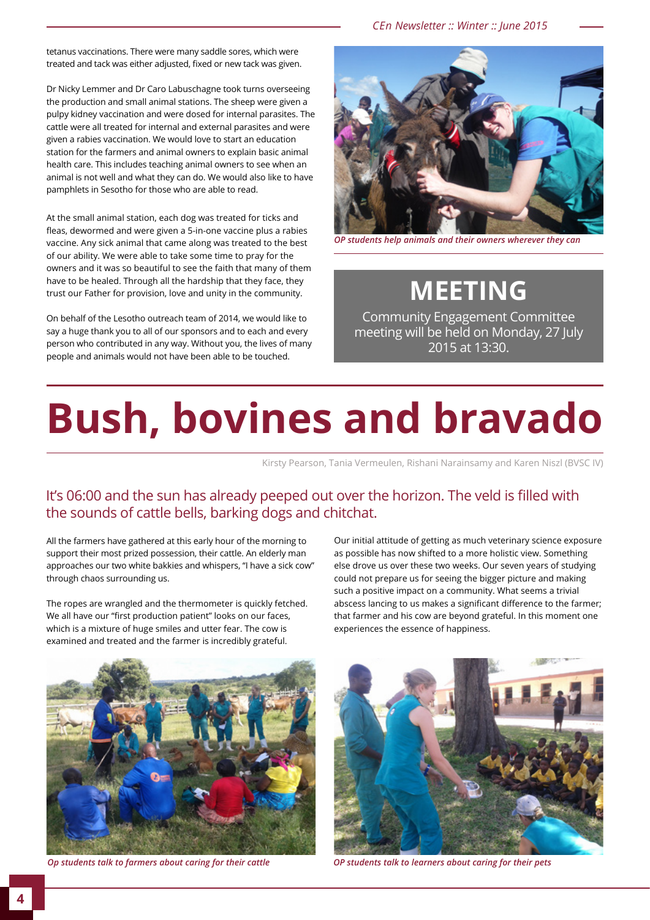tetanus vaccinations. There were many saddle sores, which were treated and tack was either adjusted, fixed or new tack was given.

Dr Nicky Lemmer and Dr Caro Labuschagne took turns overseeing the production and small animal stations. The sheep were given a pulpy kidney vaccination and were dosed for internal parasites. The cattle were all treated for internal and external parasites and were given a rabies vaccination. We would love to start an education station for the farmers and animal owners to explain basic animal health care. This includes teaching animal owners to see when an animal is not well and what they can do. We would also like to have pamphlets in Sesotho for those who are able to read.

At the small animal station, each dog was treated for ticks and fleas, dewormed and were given a 5-in-one vaccine plus a rabies vaccine. Any sick animal that came along was treated to the best of our ability. We were able to take some time to pray for the owners and it was so beautiful to see the faith that many of them have to be healed. Through all the hardship that they face, they trust our Father for provision, love and unity in the community.

On behalf of the Lesotho outreach team of 2014, we would like to say a huge thank you to all of our sponsors and to each and every person who contributed in any way. Without you, the lives of many people and animals would not have been able to be touched.

*OP students help animals and their owners wherever they can*

## MEETING

Community Engagement Committee meeting will be held on Monday, 27 July 2015 at 13:30.

# Bush, bovines and bravado

Kirsty Pearson, Tania Vermeulen, Rishani Narainsamy and Karen Niszl (BVSC IV)

It's 06:00 and the sun has already peeped out over the horizon. The veld is filled with the sounds of cattle bells, barking dogs and chitchat.

All the farmers have gathered at this early hour of the morning to support their most prized possession, their cattle. An elderly man approaches our two white bakkies and whispers, "I have a sick cow" through chaos surrounding us.

The ropes are wrangled and the thermometer is quickly fetched. We all have our "first production patient" looks on our faces, which is a mixture of huge smiles and utter fear. The cow is examined and treated and the farmer is incredibly grateful.

Our initial attitude of getting as much veterinary science exposure as possible has now shifted to a more holistic view. Something else drove us over these two weeks. Our seven years of studying could not prepare us for seeing the bigger picture and making such a positive impact on a community. What seems a trivial abscess lancing to us makes a significant difference to the farmer; that farmer and his cow are beyond grateful. In this moment one experiences the essence of happiness.

*Op students talk to farmers about caring for their cattle*

*OP students talk to learners about caring for their pets*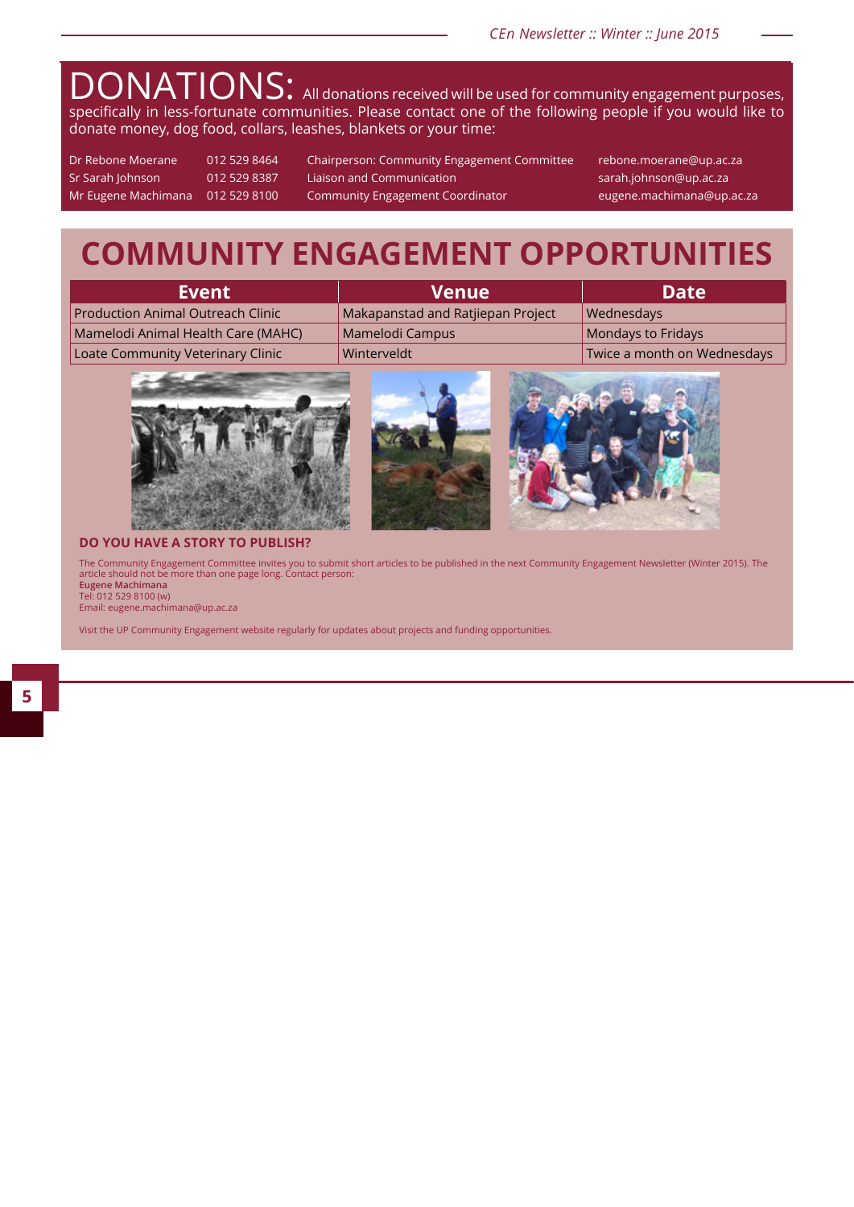# DONATIONS:

All donations received will be used for community engagement purposes, specifically in less-fortunate communities. Please contact one of the following people if you would like to donate money, dog food, collars, leashes, blankets or your time:

| | | | |
|---|---|---|---|
| Dr Rebone Moerane | 012 529 8464 | Chairperson: Community Engagement Committee | rebone.moerane@up.ac.za |
| Sr Sarah Johnson | 012 529 8387 | Liaison and Communication | sarah.johnson@up.ac.za |
| Mr Eugene Machimana | 012 529 8100 | Community Engagement Coordinator | eugene.machimana@up.ac.za |

# COMMUNITY ENGAGEMENT OPPORTUNITIES

| Event | Venue | Date |
|---|---|---|
| Production Animal Outreach Clinic | Makapanstad and Ratjiepan Project | Wednesdays |
| Mamelodi Animal Health Care (MAHC) | Mamelodi Campus | Mondays to Fridays |
| Loate Community Veterinary Clinic | Winterveldt | Twice a month on Wednesdays |

### DO YOU HAVE A STORY TO PUBLISH?

The Community Engagement Committee invites you to submit short articles to be published in the next Community Engagement Newsletter (Winter 2015). The article should not be more than one page long. Contact person:
**Eugene Machimana**
Tel: 012 529 8100 (w)
Email: eugene.machimana@up.ac.za

Visit the UP Community Engagement website regularly for updates about projects and funding opportunities.